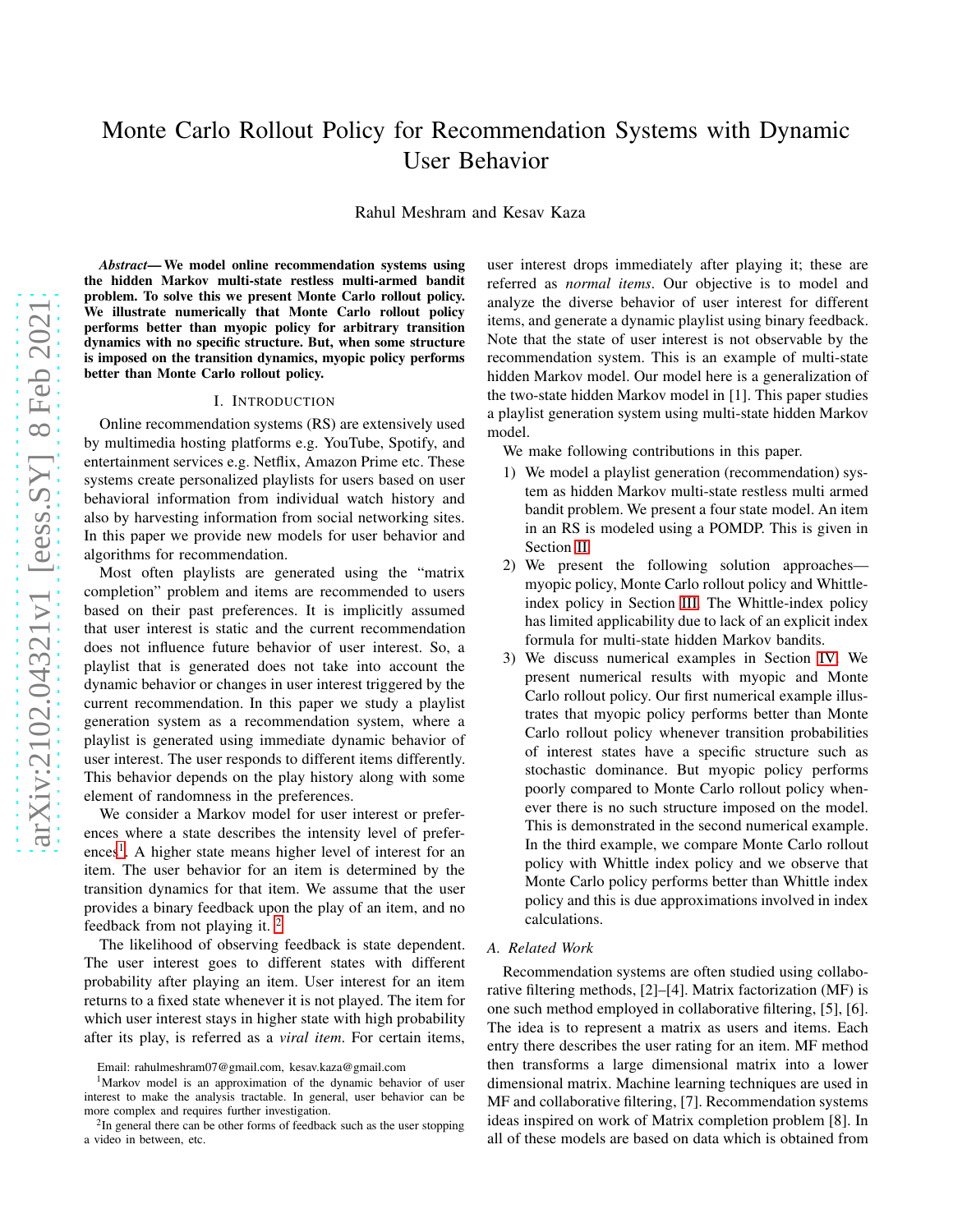# Monte Carlo Rollout Policy for Recommendation Systems with Dynamic User Behavior

Rahul Meshram and Kesav Kaza

***Abstract*— We model online recommendation systems using the hidden Markov multi-state restless multi-armed bandit problem. To solve this we present Monte Carlo rollout policy. We illustrate numerically that Monte Carlo rollout policy performs better than myopic policy for arbitrary transition dynamics with no specific structure. But, when some structure is imposed on the transition dynamics, myopic policy performs better than Monte Carlo rollout policy.**

## I. Introduction

Online recommendation systems (RS) are extensively used by multimedia hosting platforms e.g. YouTube, Spotify, and entertainment services e.g. Netflix, Amazon Prime etc. These systems create personalized playlists for users based on user behavioral information from individual watch history and also by harvesting information from social networking sites. In this paper we provide new models for user behavior and algorithms for recommendation.

Most often playlists are generated using the "matrix completion" problem and items are recommended to users based on their past preferences. It is implicitly assumed that user interest is static and the current recommendation does not influence future behavior of user interest. So, a playlist that is generated does not take into account the dynamic behavior or changes in user interest triggered by the current recommendation. In this paper we study a playlist generation system as a recommendation system, where a playlist is generated using immediate dynamic behavior of user interest. The user responds to different items differently. This behavior depends on the play history along with some element of randomness in the preferences.

We consider a Markov model for user interest or preferences where a state describes the intensity level of preferences[1]. A higher state means higher level of interest for an item. The user behavior for an item is determined by the transition dynamics for that item. We assume that the user provides a binary feedback upon the play of an item, and no feedback from not playing it. [2]

The likelihood of observing feedback is state dependent. The user interest goes to different states with different probability after playing an item. User interest for an item returns to a fixed state whenever it is not played. The item for which user interest stays in higher state with high probability after its play, is referred as a *viral item*. For certain items, user interest drops immediately after playing it; these are referred as *normal items*. Our objective is to model and analyze the diverse behavior of user interest for different items, and generate a dynamic playlist using binary feedback. Note that the state of user interest is not observable by the recommendation system. This is an example of multi-state hidden Markov model. Our model here is a generalization of the two-state hidden Markov model in [1]. This paper studies a playlist generation system using multi-state hidden Markov model.

We make following contributions in this paper.

1) We model a playlist generation (recommendation) system as hidden Markov multi-state restless multi armed bandit problem. We present a four state model. An item in an RS is modeled using a POMDP. This is given in Section II.
2) We present the following solution approaches—myopic policy, Monte Carlo rollout policy and Whittle-index policy in Section III. The Whittle-index policy has limited applicability due to lack of an explicit index formula for multi-state hidden Markov bandits.
3) We discuss numerical examples in Section IV. We present numerical results with myopic and Monte Carlo rollout policy. Our first numerical example illustrates that myopic policy performs better than Monte Carlo rollout policy whenever transition probabilities of interest states have a specific structure such as stochastic dominance. But myopic policy performs poorly compared to Monte Carlo rollout policy whenever there is no such structure imposed on the model. This is demonstrated in the second numerical example. In the third example, we compare Monte Carlo rollout policy with Whittle index policy and we observe that Monte Carlo policy performs better than Whittle index policy and this is due approximations involved in index calculations.

### A. Related Work

Recommendation systems are often studied using collaborative filtering methods, [2]–[4]. Matrix factorization (MF) is one such method employed in collaborative filtering, [5], [6]. The idea is to represent a matrix as users and items. Each entry there describes the user rating for an item. MF method then transforms a large dimensional matrix into a lower dimensional matrix. Machine learning techniques are used in MF and collaborative filtering, [7]. Recommendation systems ideas inspired on work of Matrix completion problem [8]. In all of these models are based on data which is obtained from

Email: rahulmeshram07@gmail.com, kesav.kaza@gmail.com

[1] Markov model is an approximation of the dynamic behavior of user interest to make the analysis tractable. In general, user behavior can be more complex and requires further investigation.

[2] In general there can be other forms of feedback such as the user stopping a video in between, etc.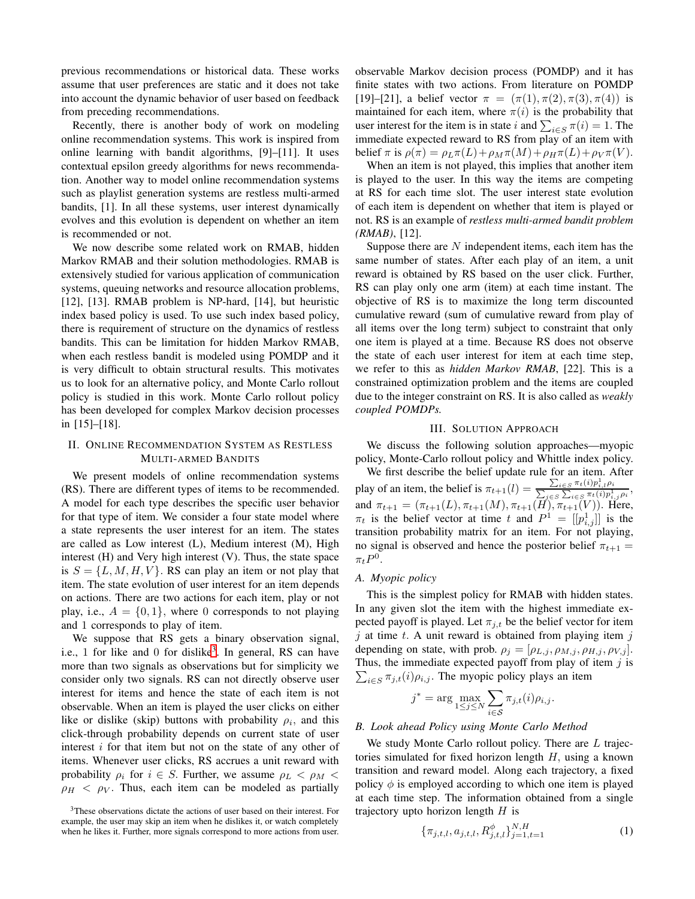previous recommendations or historical data. These works assume that user preferences are static and it does not take into account the dynamic behavior of user based on feedback from preceding recommendations.

Recently, there is another body of work on modeling online recommendation systems. This work is inspired from online learning with bandit algorithms, [9]–[11]. It uses contextual epsilon greedy algorithms for news recommendation. Another way to model online recommendation systems such as playlist generation systems are restless multi-armed bandits, [1]. In all these systems, user interest dynamically evolves and this evolution is dependent on whether an item is recommended or not.

We now describe some related work on RMAB, hidden Markov RMAB and their solution methodologies. RMAB is extensively studied for various application of communication systems, queuing networks and resource allocation problems, [12], [13]. RMAB problem is NP-hard, [14], but heuristic index based policy is used. To use such index based policy, there is requirement of structure on the dynamics of restless bandits. This can be limitation for hidden Markov RMAB, when each restless bandit is modeled using POMDP and it is very difficult to obtain structural results. This motivates us to look for an alternative policy, and Monte Carlo rollout policy is studied in this work. Monte Carlo rollout policy has been developed for complex Markov decision processes in [15]–[18].

## II. Online Recommendation System as Restless Multi-armed Bandits

We present models of online recommendation systems (RS). There are different types of items to be recommended. A model for each type describes the specific user behavior for that type of item. We consider a four state model where a state represents the user interest for an item. The states are called as Low interest (L), Medium interest (M), High interest (H) and Very high interest (V). Thus, the state space is $S = \{L, M, H, V\}$. RS can play an item or not play that item. The state evolution of user interest for an item depends on actions. There are two actions for each item, play or not play, i.e., $A = \{0, 1\}$, where 0 corresponds to not playing and 1 corresponds to play of item.

We suppose that RS gets a binary observation signal, i.e., 1 for like and 0 for dislike[3]. In general, RS can have more than two signals as observations but for simplicity we consider only two signals. RS can not directly observe user interest for items and hence the state of each item is not observable. When an item is played the user clicks on either like or dislike (skip) buttons with probability $\rho_i$, and this click-through probability depends on current state of user interest $i$ for that item but not on the state of any other of items. Whenever user clicks, RS accrues a unit reward with probability $\rho_i$ for $i \in S$. Further, we assume $\rho_L < \rho_M < \rho_H < \rho_V$. Thus, each item can be modeled as partially observable Markov decision process (POMDP) and it has finite states with two actions. From literature on POMDP [19]–[21], a belief vector $\pi = (\pi(1), \pi(2), \pi(3), \pi(4))$ is maintained for each item, where $\pi(i)$ is the probability that user interest for the item is in state $i$ and $\sum_{i \in S} \pi(i) = 1$. The immediate expected reward to RS from play of an item with belief $\pi$ is $\rho(\pi) = \rho_L \pi(L) + \rho_M \pi(M) + \rho_H \pi(L) + \rho_V \pi(V)$.

When an item is not played, this implies that another item is played to the user. In this way the items are competing at RS for each time slot. The user interest state evolution of each item is dependent on whether that item is played or not. RS is an example of *restless multi-armed bandit problem (RMAB)*, [12].

Suppose there are $N$ independent items, each item has the same number of states. After each play of an item, a unit reward is obtained by RS based on the user click. Further, RS can play only one arm (item) at each time instant. The objective of RS is to maximize the long term discounted cumulative reward (sum of cumulative reward from play of all items over the long term) subject to constraint that only one item is played at a time. Because RS does not observe the state of each user interest for item at each time step, we refer to this as *hidden Markov RMAB*, [22]. This is a constrained optimization problem and the items are coupled due to the integer constraint on RS. It is also called as *weakly coupled POMDPs.*

## III. Solution Approach

We discuss the following solution approaches—myopic policy, Monte-Carlo rollout policy and Whittle index policy.

We first describe the belief update rule for an item. After play of an item, the belief is $\pi_{t+1}(l) = \frac{\sum_{i \in S} \pi_t(i) p_{i,l}^1 \rho_i}{\sum_{j \in S} \sum_{i \in S} \pi_t(i) p_{i,j}^1 \rho_i}$, and $\pi_{t+1} = (\pi_{t+1}(L), \pi_{t+1}(M), \pi_{t+1}(H), \pi_{t+1}(V))$. Here, $\pi_t$ is the belief vector at time $t$ and $P^1 = [[p_{i,j}^1]]$ is the transition probability matrix for an item. For not playing, no signal is observed and hence the posterior belief $\pi_{t+1} = \pi_t P^0$.

### A. Myopic policy

This is the simplest policy for RMAB with hidden states. In any given slot the item with the highest immediate expected payoff is played. Let $\pi_{j,t}$ be the belief vector for item $j$ at time $t$. A unit reward is obtained from playing item $j$ depending on state, with prob. $\rho_j = [\rho_{L,j}, \rho_{M,j}, \rho_{H,j}, \rho_{V,j}]$. Thus, the immediate expected payoff from play of item $j$ is $\sum_{i \in S} \pi_{j,t}(i) \rho_{i,j}$. The myopic policy plays an item

$$j^* = \arg \max_{1 \leq j \leq N} \sum_{i \in \mathcal{S}} \pi_{j,t}(i) \rho_{i,j}.$$

### B. Look ahead Policy using Monte Carlo Method

We study Monte Carlo rollout policy. There are $L$ trajectories simulated for fixed horizon length $H$, using a known transition and reward model. Along each trajectory, a fixed policy $\phi$ is employed according to which one item is played at each time step. The information obtained from a single trajectory upto horizon length $H$ is

$$\{\pi_{j,t,l}, a_{j,t,l}, R_{j,t,l}^{\phi}\}_{j=1,t=1}^{N,H} \tag{1}$$

[3] These observations dictate the actions of user based on their interest. For example, the user may skip an item when he dislikes it, or watch completely when he likes it. Further, more signals correspond to more actions from user.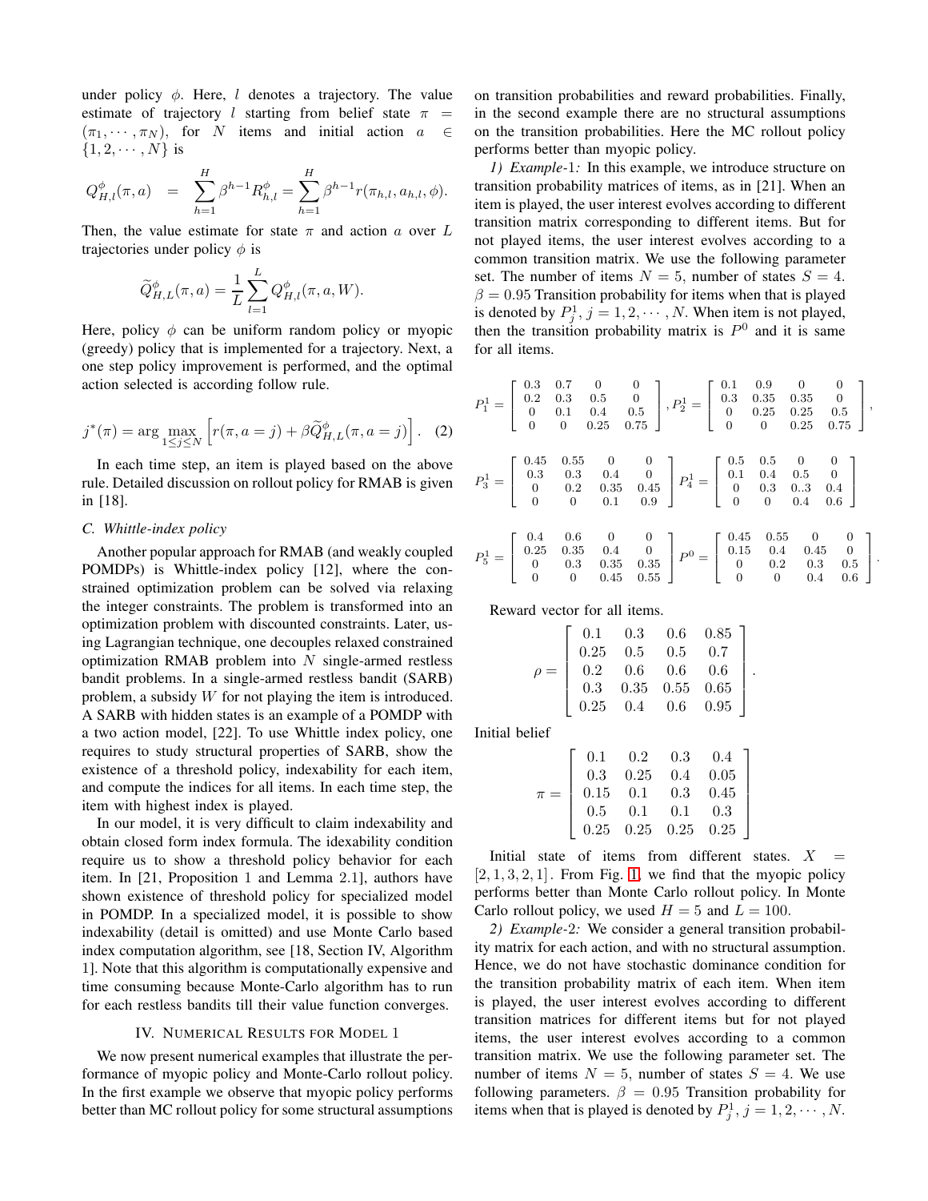under policy $\phi$. Here, $l$ denotes a trajectory. The value estimate of trajectory $l$ starting from belief state $\pi = (\pi_1, \cdots, \pi_N)$, for $N$ items and initial action $a \in \{1, 2, \cdots, N\}$ is

$$Q^{\phi}_{H,l}(\pi, a) = \sum_{h=1}^{H} \beta^{h-1} R^{\phi}_{h,l} = \sum_{h=1}^{H} \beta^{h-1} r(\pi_{h,l}, a_{h,l}, \phi).$$

Then, the value estimate for state $\pi$ and action $a$ over $L$ trajectories under policy $\phi$ is

$$\widetilde{Q}^{\phi}_{H,L}(\pi, a) = \frac{1}{L} \sum_{l=1}^{L} Q^{\phi}_{H,l}(\pi, a, W).$$

Here, policy $\phi$ can be uniform random policy or myopic (greedy) policy that is implemented for a trajectory. Next, a one step policy improvement is performed, and the optimal action selected is according follow rule.

$$j^*(\pi) = \arg \max_{1 \leq j \leq N} \left[ r(\pi, a = j) + \beta \widetilde{Q}^{\phi}_{H,L}(\pi, a = j) \right]. \quad (2)$$

In each time step, an item is played based on the above rule. Detailed discussion on rollout policy for RMAB is given in [18].

### C. Whittle-index policy

Another popular approach for RMAB (and weakly coupled POMDPs) is Whittle-index policy [12], where the constrained optimization problem can be solved via relaxing the integer constraints. The problem is transformed into an optimization problem with discounted constraints. Later, using Lagrangian technique, one decouples relaxed constrained optimization RMAB problem into $N$ single-armed restless bandit problems. In a single-armed restless bandit (SARB) problem, a subsidy $W$ for not playing the item is introduced. A SARB with hidden states is an example of a POMDP with a two action model, [22]. To use Whittle index policy, one requires to study structural properties of SARB, show the existence of a threshold policy, indexability for each item, and compute the indices for all items. In each time step, the item with highest index is played.

In our model, it is very difficult to claim indexability and obtain closed form index formula. The idexability condition require us to show a threshold policy behavior for each item. In [21, Proposition 1 and Lemma 2.1], authors have shown existence of threshold policy for specialized model in POMDP. In a specialized model, it is possible to show indexability (detail is omitted) and use Monte Carlo based index computation algorithm, see [18, Section IV, Algorithm 1]. Note that this algorithm is computationally expensive and time consuming because Monte-Carlo algorithm has to run for each restless bandits till their value function converges.

## IV. Numerical Results for Model 1

We now present numerical examples that illustrate the performance of myopic policy and Monte-Carlo rollout policy. In the first example we observe that myopic policy performs better than MC rollout policy for some structural assumptions on transition probabilities and reward probabilities. Finally, in the second example there are no structural assumptions on the transition probabilities. Here the MC rollout policy performs better than myopic policy.

*1) Example-1:* In this example, we introduce structure on transition probability matrices of items, as in [21]. When an item is played, the user interest evolves according to different transition matrix corresponding to different items. But for not played items, the user interest evolves according to a common transition matrix. We use the following parameter set. The number of items $N = 5$, number of states $S = 4$. $\beta = 0.95$ Transition probability for items when that is played is denoted by $P^1_j, j = 1, 2, \cdots, N$. When item is not played, then the transition probability matrix is $P^0$ and it is same for all items.

$$P^1_1 = \begin{bmatrix} 0.3 & 0.7 & 0 & 0 \\ 0.2 & 0.3 & 0.5 & 0 \\ 0 & 0.1 & 0.4 & 0.5 \\ 0 & 0 & 0.25 & 0.75 \end{bmatrix}, P^1_2 = \begin{bmatrix} 0.1 & 0.9 & 0 & 0 \\ 0.3 & 0.35 & 0.35 & 0 \\ 0 & 0.25 & 0.25 & 0.5 \\ 0 & 0 & 0.25 & 0.75 \end{bmatrix},$$

$$P^1_3 = \begin{bmatrix} 0.45 & 0.55 & 0 & 0 \\ 0.3 & 0.3 & 0.4 & 0 \\ 0 & 0.2 & 0.35 & 0.45 \\ 0 & 0 & 0.1 & 0.9 \end{bmatrix} P^1_4 = \begin{bmatrix} 0.5 & 0.5 & 0 & 0 \\ 0.1 & 0.4 & 0.5 & 0 \\ 0 & 0.3 & 0..3 & 0.4 \\ 0 & 0 & 0.4 & 0.6 \end{bmatrix}$$

$$P^1_5 = \begin{bmatrix} 0.4 & 0.6 & 0 & 0 \\ 0.25 & 0.35 & 0.4 & 0 \\ 0 & 0.3 & 0.35 & 0.35 \\ 0 & 0 & 0.45 & 0.55 \end{bmatrix} P^0 = \begin{bmatrix} 0.45 & 0.55 & 0 & 0 \\ 0.15 & 0.4 & 0.45 & 0 \\ 0 & 0.2 & 0.3 & 0.5 \\ 0 & 0 & 0.4 & 0.6 \end{bmatrix}.$$

Reward vector for all items.

$$\rho = \begin{bmatrix} 0.1 & 0.3 & 0.6 & 0.85 \\ 0.25 & 0.5 & 0.5 & 0.7 \\ 0.2 & 0.6 & 0.6 & 0.6 \\ 0.3 & 0.35 & 0.55 & 0.65 \\ 0.25 & 0.4 & 0.6 & 0.95 \end{bmatrix}.$$

Initial belief

$$\pi = \begin{bmatrix} 0.1 & 0.2 & 0.3 & 0.4 \\ 0.3 & 0.25 & 0.4 & 0.05 \\ 0.15 & 0.1 & 0.3 & 0.45 \\ 0.5 & 0.1 & 0.1 & 0.3 \\ 0.25 & 0.25 & 0.25 & 0.25 \end{bmatrix}$$

Initial state of items from different states. $X = [2, 1, 3, 2, 1]$. From Fig. 1, we find that the myopic policy performs better than Monte Carlo rollout policy. In Monte Carlo rollout policy, we used $H = 5$ and $L = 100$.

*2) Example-2:* We consider a general transition probability matrix for each action, and with no structural assumption. Hence, we do not have stochastic dominance condition for the transition probability matrix of each item. When item is played, the user interest evolves according to different transition matrices for different items but for not played items, the user interest evolves according to a common transition matrix. We use the following parameter set. The number of items $N = 5$, number of states $S = 4$. We use following parameters. $\beta = 0.95$ Transition probability for items when that is played is denoted by $P^1_j, j = 1, 2, \cdots, N$.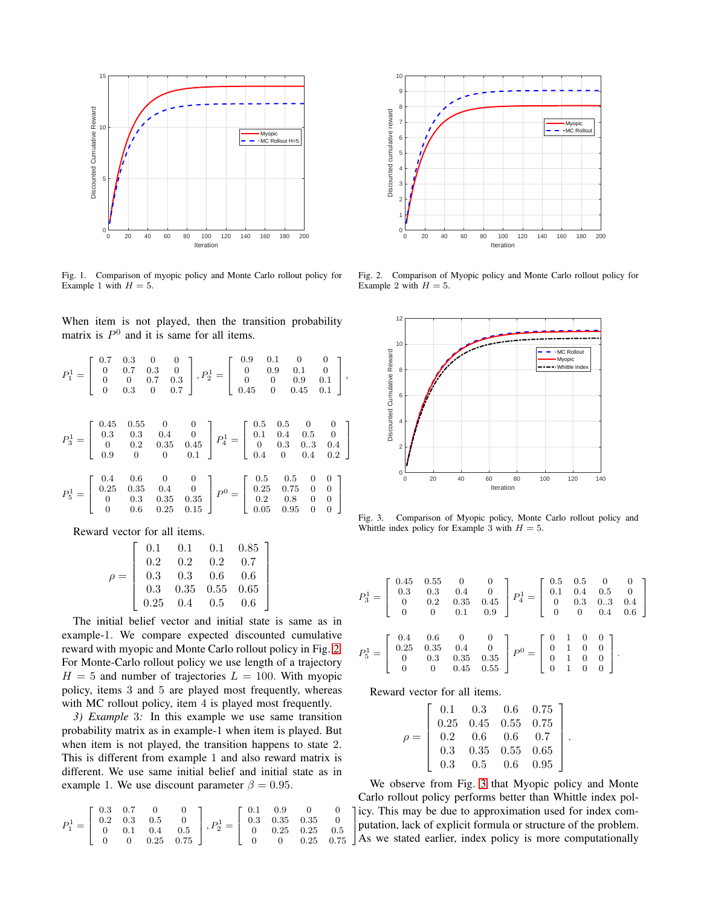Fig. 1. Comparison of myopic policy and Monte Carlo rollout policy for Example 1 with $H = 5$.

Fig. 2. Comparison of Myopic policy and Monte Carlo rollout policy for Example 2 with $H = 5$.

When item is not played, then the transition probability matrix is $P^0$ and it is same for all items.

$$P_1^1 = \begin{bmatrix} 0.7 & 0.3 & 0 & 0 \\ 0 & 0.7 & 0.3 & 0 \\ 0 & 0 & 0.7 & 0.3 \\ 0 & 0.3 & 0 & 0.7 \end{bmatrix}, P_2^1 = \begin{bmatrix} 0.9 & 0.1 & 0 & 0 \\ 0 & 0.9 & 0.1 & 0 \\ 0 & 0 & 0.9 & 0.1 \\ 0.45 & 0 & 0.45 & 0.1 \end{bmatrix},$$

$$P_3^1 = \begin{bmatrix} 0.45 & 0.55 & 0 & 0 \\ 0.3 & 0.3 & 0.4 & 0 \\ 0 & 0.2 & 0.35 & 0.45 \\ 0.9 & 0 & 0 & 0.1 \end{bmatrix} P_4^1 = \begin{bmatrix} 0.5 & 0.5 & 0 & 0 \\ 0.1 & 0.4 & 0.5 & 0 \\ 0 & 0.3 & 0..3 & 0.4 \\ 0.4 & 0 & 0.4 & 0.2 \end{bmatrix}$$

$$P_5^1 = \begin{bmatrix} 0.4 & 0.6 & 0 & 0 \\ 0.25 & 0.35 & 0.4 & 0 \\ 0 & 0.3 & 0.35 & 0.35 \\ 0 & 0.6 & 0.25 & 0.15 \end{bmatrix} P^0 = \begin{bmatrix} 0.5 & 0.5 & 0 & 0 \\ 0.25 & 0.75 & 0 & 0 \\ 0.2 & 0.8 & 0 & 0 \\ 0.05 & 0.95 & 0 & 0 \end{bmatrix}$$

Reward vector for all items.

$$\rho = \begin{bmatrix} 0.1 & 0.1 & 0.1 & 0.85 \\ 0.2 & 0.2 & 0.2 & 0.7 \\ 0.3 & 0.3 & 0.6 & 0.6 \\ 0.3 & 0.35 & 0.55 & 0.65 \\ 0.25 & 0.4 & 0.5 & 0.6 \end{bmatrix}$$

The initial belief vector and initial state is same as in example-1. We compare expected discounted cumulative reward with myopic and Monte Carlo rollout policy in Fig. 2. For Monte-Carlo rollout policy we use length of a trajectory $H = 5$ and number of trajectories $L = 100$. With myopic policy, items 3 and 5 are played most frequently, whereas with MC rollout policy, item 4 is played most frequently.

*3) Example 3:* In this example we use same transition probability matrix as in example-1 when item is played. But when item is not played, the transition happens to state 2. This is different from example 1 and also reward matrix is different. We use same initial belief and initial state as in example 1. We use discount parameter $\beta = 0.95$.

$$P_1^1 = \begin{bmatrix} 0.3 & 0.7 & 0 & 0 \\ 0.2 & 0.3 & 0.5 & 0 \\ 0 & 0.1 & 0.4 & 0.5 \\ 0 & 0 & 0.25 & 0.75 \end{bmatrix}, P_2^1 = \begin{bmatrix} 0.1 & 0.9 & 0 & 0 \\ 0.3 & 0.35 & 0.35 & 0 \\ 0 & 0.25 & 0.25 & 0.5 \\ 0 & 0 & 0.25 & 0.75 \end{bmatrix}$$

Fig. 3. Comparison of Myopic policy, Monte Carlo rollout policy and Whittle index policy for Example 3 with $H = 5$.

$$P_3^1 = \begin{bmatrix} 0.45 & 0.55 & 0 & 0 \\ 0.3 & 0.3 & 0.4 & 0 \\ 0 & 0.2 & 0.35 & 0.45 \\ 0 & 0 & 0.1 & 0.9 \end{bmatrix} P_4^1 = \begin{bmatrix} 0.5 & 0.5 & 0 & 0 \\ 0.1 & 0.4 & 0.5 & 0 \\ 0 & 0.3 & 0..3 & 0.4 \\ 0 & 0 & 0.4 & 0.6 \end{bmatrix}$$

$$P_5^1 = \begin{bmatrix} 0.4 & 0.6 & 0 & 0 \\ 0.25 & 0.35 & 0.4 & 0 \\ 0 & 0.3 & 0.35 & 0.35 \\ 0 & 0 & 0.45 & 0.55 \end{bmatrix} P^0 = \begin{bmatrix} 0 & 1 & 0 & 0 \\ 0 & 1 & 0 & 0 \\ 0 & 1 & 0 & 0 \\ 0 & 1 & 0 & 0 \end{bmatrix}.$$

Reward vector for all items.

$$\rho = \begin{bmatrix} 0.1 & 0.3 & 0.6 & 0.75 \\ 0.25 & 0.45 & 0.55 & 0.75 \\ 0.2 & 0.6 & 0.6 & 0.7 \\ 0.3 & 0.35 & 0.55 & 0.65 \\ 0.3 & 0.5 & 0.6 & 0.95 \end{bmatrix}.$$

We observe from Fig. 3 that Myopic policy and Monte Carlo rollout policy performs better than Whittle index policy. This may be due to approximation used for index computation, lack of explicit formula or structure of the problem. As we stated earlier, index policy is more computationally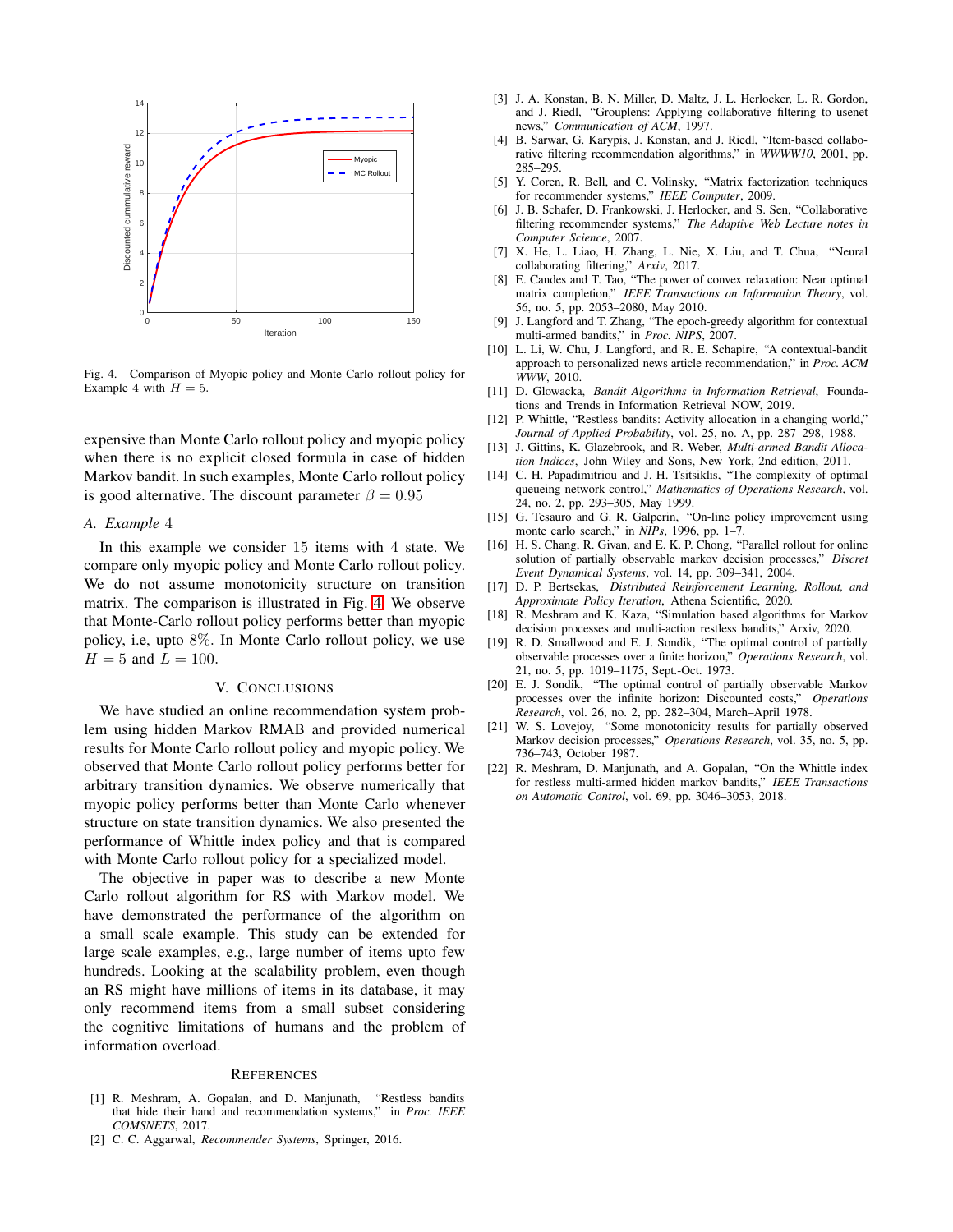14
12
10
8
6
4
2
0
Discounted cummulative reward
0
50
100
150
Iteration
Myopic
MC Rollout

Fig. 4. Comparison of Myopic policy and Monte Carlo rollout policy for Example 4 with $H = 5$.

expensive than Monte Carlo rollout policy and myopic policy when there is no explicit closed formula in case of hidden Markov bandit. In such examples, Monte Carlo rollout policy is good alternative. The discount parameter $\beta = 0.95$

### *A. Example 4*

In this example we consider 15 items with 4 state. We compare only myopic policy and Monte Carlo rollout policy. We do not assume monotonicity structure on transition matrix. The comparison is illustrated in Fig. 4. We observe that Monte-Carlo rollout policy performs better than myopic policy, i.e, upto 8%. In Monte Carlo rollout policy, we use $H = 5$ and $L = 100$.

## V. Conclusions

We have studied an online recommendation system problem using hidden Markov RMAB and provided numerical results for Monte Carlo rollout policy and myopic policy. We observed that Monte Carlo rollout policy performs better for arbitrary transition dynamics. We observe numerically that myopic policy performs better than Monte Carlo whenever structure on state transition dynamics. We also presented the performance of Whittle index policy and that is compared with Monte Carlo rollout policy for a specialized model.

The objective in paper was to describe a new Monte Carlo rollout algorithm for RS with Markov model. We have demonstrated the performance of the algorithm on a small scale example. This study can be extended for large scale examples, e.g., large number of items upto few hundreds. Looking at the scalability problem, even though an RS might have millions of items in its database, it may only recommend items from a small subset considering the cognitive limitations of humans and the problem of information overload.

## References

[1] R. Meshram, A. Gopalan, and D. Manjunath, "Restless bandits that hide their hand and recommendation systems," in *Proc. IEEE COMSNETS*, 2017.

[2] C. C. Aggarwal, *Recommender Systems*, Springer, 2016.

[3] J. A. Konstan, B. N. Miller, D. Maltz, J. L. Herlocker, L. R. Gordon, and J. Riedl, "Grouplens: Applying collaborative filtering to usenet news," *Communication of ACM*, 1997.

[4] B. Sarwar, G. Karypis, J. Konstan, and J. Riedl, "Item-based collaborative filtering recommendation algorithms," in *WWWW10*, 2001, pp. 285–295.

[5] Y. Coren, R. Bell, and C. Volinsky, "Matrix factorization techniques for recommender systems," *IEEE Computer*, 2009.

[6] J. B. Schafer, D. Frankowski, J. Herlocker, and S. Sen, "Collaborative filtering recommender systems," *The Adaptive Web Lecture notes in Computer Science*, 2007.

[7] X. He, L. Liao, H. Zhang, L. Nie, X. Liu, and T. Chua, "Neural collaborating filtering," *Arxiv*, 2017.

[8] E. Candes and T. Tao, "The power of convex relaxation: Near optimal matrix completion," *IEEE Transactions on Information Theory*, vol. 56, no. 5, pp. 2053–2080, May 2010.

[9] J. Langford and T. Zhang, "The epoch-greedy algorithm for contextual multi-armed bandits," in *Proc. NIPS*, 2007.

[10] L. Li, W. Chu, J. Langford, and R. E. Schapire, "A contextual-bandit approach to personalized news article recommendation," in *Proc. ACM WWW*, 2010.

[11] D. Glowacka, *Bandit Algorithms in Information Retrieval*, Foundations and Trends in Information Retrieval NOW, 2019.

[12] P. Whittle, "Restless bandits: Activity allocation in a changing world," *Journal of Applied Probability*, vol. 25, no. A, pp. 287–298, 1988.

[13] J. Gittins, K. Glazebrook, and R. Weber, *Multi-armed Bandit Allocation Indices*, John Wiley and Sons, New York, 2nd edition, 2011.

[14] C. H. Papadimitriou and J. N. Tsitsiklis, "The complexity of optimal queueing network control," *Mathematics of Operations Research*, vol. 24, no. 2, pp. 293–305, May 1999.

[15] G. Tesauro and G. R. Galperin, "On-line policy improvement using monte carlo search," in *NIPs*, 1996, pp. 1–7.

[16] H. S. Chang, R. Givan, and E. K. P. Chong, "Parallel rollout for online solution of partially observable markov decision processes," *Discret Event Dynamical Systems*, vol. 14, pp. 309–341, 2004.

[17] D. P. Bertsekas, *Distributed Reinforcement Learning, Rollout, and Approximate Policy Iteration*, Athena Scientific, 2020.

[18] R. Meshram and K. Kaza, "Simulation based algorithms for Markov decision processes and multi-action restless bandits," Arxiv, 2020.

[19] R. D. Smallwood and E. J. Sondik, "The optimal control of partially observable processes over a finite horizon," *Operations Research*, vol. 21, no. 5, pp. 1019–1175, Sept.-Oct. 1973.

[20] E. J. Sondik, "The optimal control of partially observable Markov processes over the infinite horizon: Discounted costs," *Operations Research*, vol. 26, no. 2, pp. 282–304, March–April 1978.

[21] W. S. Lovejoy, "Some monotonicity results for partially observed Markov decision processes," *Operations Research*, vol. 35, no. 5, pp. 736–743, October 1987.

[22] R. Meshram, D. Manjunath, and A. Gopalan, "On the Whittle index for restless multi-armed hidden markov bandits," *IEEE Transactions on Automatic Control*, vol. 69, pp. 3046–3053, 2018.